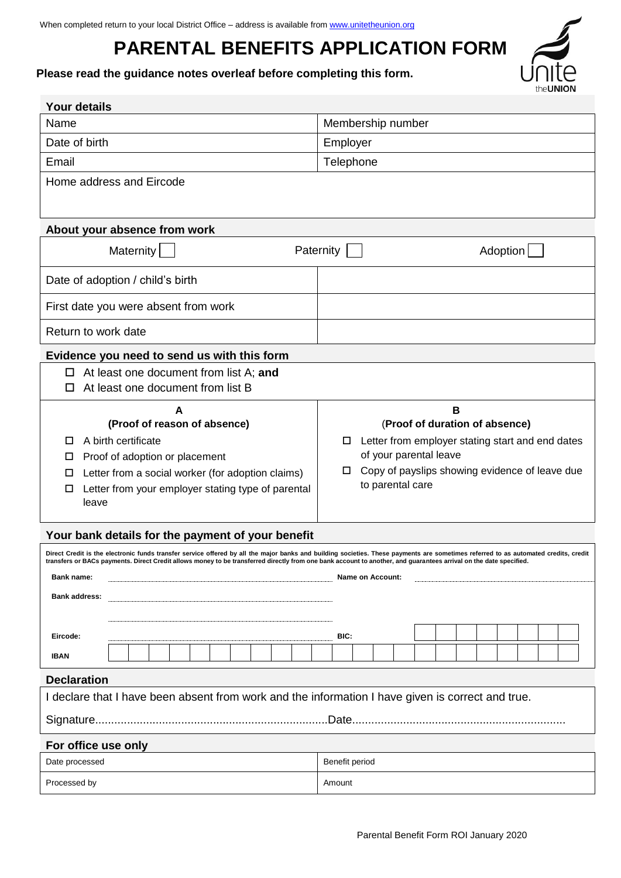When completed return to your local District Office – address is available from www.unitetheunion.org

# PARENTAL BENEFITS APPLICATION FORM

**Please read the guidance notes overleaf before completing this form.**

## Your details

| Name | Membership number |
|---|---|
| Date of birth | Employer |
| Email | Telephone |
| Home address and Eircode | |

## About your absence from work

Maternity ☐ Paternity ☐ Adoption ☐

| Date of adoption / child's birth | |
|---|---|
| First date you were absent from work | |
| Return to work date | |

## Evidence you need to send us with this form

- ☐ At least one document from list A; **and**
- ☐ At least one document from list B

| A (Proof of reason of absence) | B (Proof of duration of absence) |
|---|---|
| ☐ A birth certificate | ☐ Letter from employer stating start and end dates of your parental leave |
| ☐ Proof of adoption or placement | ☐ Copy of payslips showing evidence of leave due to parental care |
| ☐ Letter from a social worker (for adoption claims) | |
| ☐ Letter from your employer stating type of parental leave | |

## Your bank details for the payment of your benefit

Direct Credit is the electronic funds transfer service offered by all the major banks and building societies. These payments are sometimes referred to as automated credits, credit transfers or BACs payments. Direct Credit allows money to be transferred directly from one bank account to another, and guarantees arrival on the date specified.

**Bank name:** .................................... **Name on Account:** ....................................

**Bank address:** ....................................

....................................

**Eircode:** .................................... **BIC:** ☐☐☐☐☐☐☐☐

**IBAN** ☐☐☐☐☐☐☐☐☐☐☐☐☐☐☐☐☐☐☐☐☐☐

## Declaration

I declare that I have been absent from work and the information I have given is correct and true.

Signature........................................................................Date..................................................................

## For office use only

| Date processed | Benefit period |
|---|---|
| Processed by | Amount |

Parental Benefit Form ROI January 2020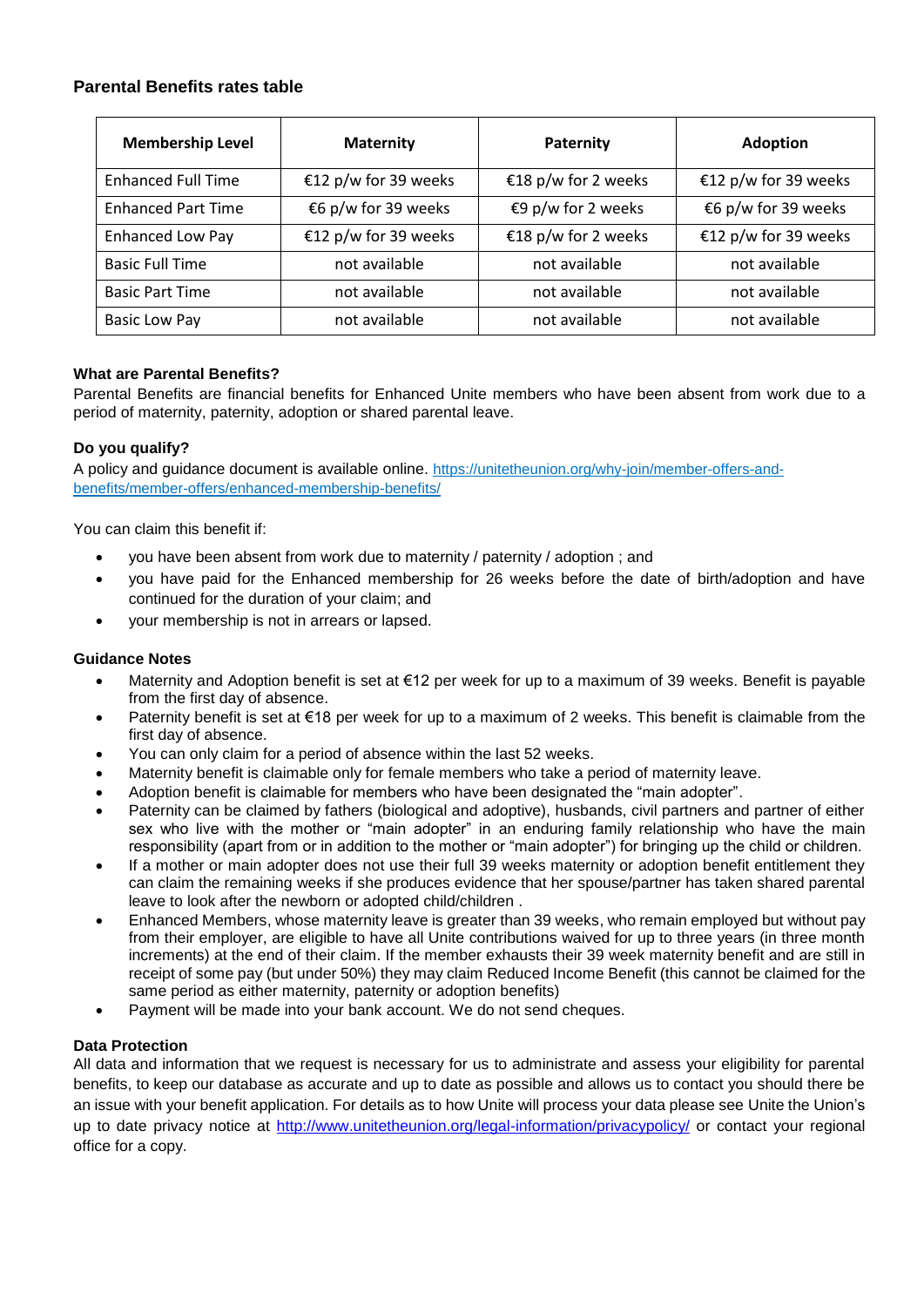## Parental Benefits rates table

| Membership Level | Maternity | Paternity | Adoption |
|---|---|---|---|
| Enhanced Full Time | €12 p/w for 39 weeks | €18 p/w for 2 weeks | €12 p/w for 39 weeks |
| Enhanced Part Time | €6 p/w for 39 weeks | €9 p/w for 2 weeks | €6 p/w for 39 weeks |
| Enhanced Low Pay | €12 p/w for 39 weeks | €18 p/w for 2 weeks | €12 p/w for 39 weeks |
| Basic Full Time | not available | not available | not available |
| Basic Part Time | not available | not available | not available |
| Basic Low Pay | not available | not available | not available |

**What are Parental Benefits?**

Parental Benefits are financial benefits for Enhanced Unite members who have been absent from work due to a period of maternity, paternity, adoption or shared parental leave.

**Do you qualify?**

A policy and guidance document is available online. https://unitetheunion.org/why-join/member-offers-and-benefits/member-offers/enhanced-membership-benefits/

You can claim this benefit if:

- you have been absent from work due to maternity / paternity / adoption ; and
- you have paid for the Enhanced membership for 26 weeks before the date of birth/adoption and have continued for the duration of your claim; and
- your membership is not in arrears or lapsed.

**Guidance Notes**

- Maternity and Adoption benefit is set at €12 per week for up to a maximum of 39 weeks. Benefit is payable from the first day of absence.
- Paternity benefit is set at €18 per week for up to a maximum of 2 weeks. This benefit is claimable from the first day of absence.
- You can only claim for a period of absence within the last 52 weeks.
- Maternity benefit is claimable only for female members who take a period of maternity leave.
- Adoption benefit is claimable for members who have been designated the "main adopter".
- Paternity can be claimed by fathers (biological and adoptive), husbands, civil partners and partner of either sex who live with the mother or "main adopter" in an enduring family relationship who have the main responsibility (apart from or in addition to the mother or "main adopter") for bringing up the child or children.
- If a mother or main adopter does not use their full 39 weeks maternity or adoption benefit entitlement they can claim the remaining weeks if she produces evidence that her spouse/partner has taken shared parental leave to look after the newborn or adopted child/children .
- Enhanced Members, whose maternity leave is greater than 39 weeks, who remain employed but without pay from their employer, are eligible to have all Unite contributions waived for up to three years (in three month increments) at the end of their claim. If the member exhausts their 39 week maternity benefit and are still in receipt of some pay (but under 50%) they may claim Reduced Income Benefit (this cannot be claimed for the same period as either maternity, paternity or adoption benefits)
- Payment will be made into your bank account. We do not send cheques.

**Data Protection**

All data and information that we request is necessary for us to administrate and assess your eligibility for parental benefits, to keep our database as accurate and up to date as possible and allows us to contact you should there be an issue with your benefit application. For details as to how Unite will process your data please see Unite the Union's up to date privacy notice at http://www.unitetheunion.org/legal-information/privacypolicy/ or contact your regional office for a copy.